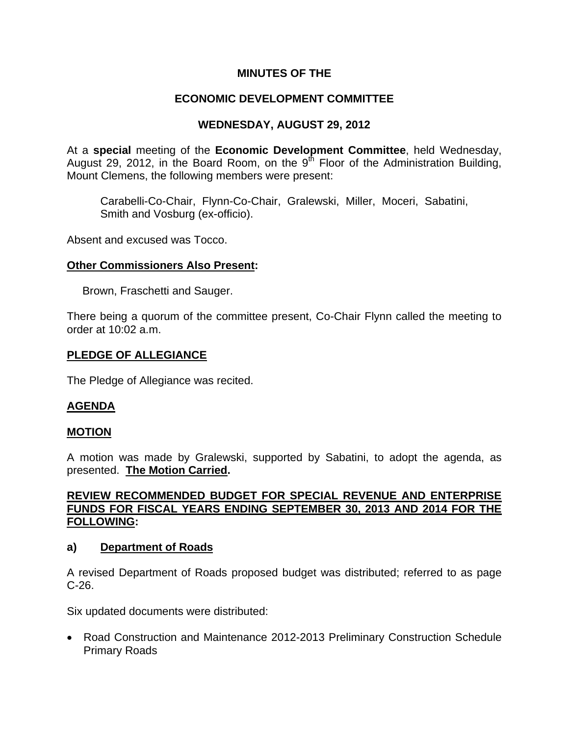**MINUTES OF THE**

**ECONOMIC DEVELOPMENT COMMITTEE**

**WEDNESDAY, AUGUST 29, 2012**

At a **special** meeting of the **Economic Development Committee**, held Wednesday, August 29, 2012, in the Board Room, on the 9th Floor of the Administration Building, Mount Clemens, the following members were present:

> Carabelli-Co-Chair, Flynn-Co-Chair, Gralewski, Miller, Moceri, Sabatini, Smith and Vosburg (ex-officio).

Absent and excused was Tocco.

**Other Commissioners Also Present:**

> Brown, Fraschetti and Sauger.

There being a quorum of the committee present, Co-Chair Flynn called the meeting to order at 10:02 a.m.

**PLEDGE OF ALLEGIANCE**

The Pledge of Allegiance was recited.

**AGENDA**

**MOTION**

A motion was made by Gralewski, supported by Sabatini, to adopt the agenda, as presented. **The Motion Carried.**

**REVIEW RECOMMENDED BUDGET FOR SPECIAL REVENUE AND ENTERPRISE FUNDS FOR FISCAL YEARS ENDING SEPTEMBER 30, 2013 AND 2014 FOR THE FOLLOWING:**

**a) Department of Roads**

A revised Department of Roads proposed budget was distributed; referred to as page C-26.

Six updated documents were distributed:

- Road Construction and Maintenance 2012-2013 Preliminary Construction Schedule Primary Roads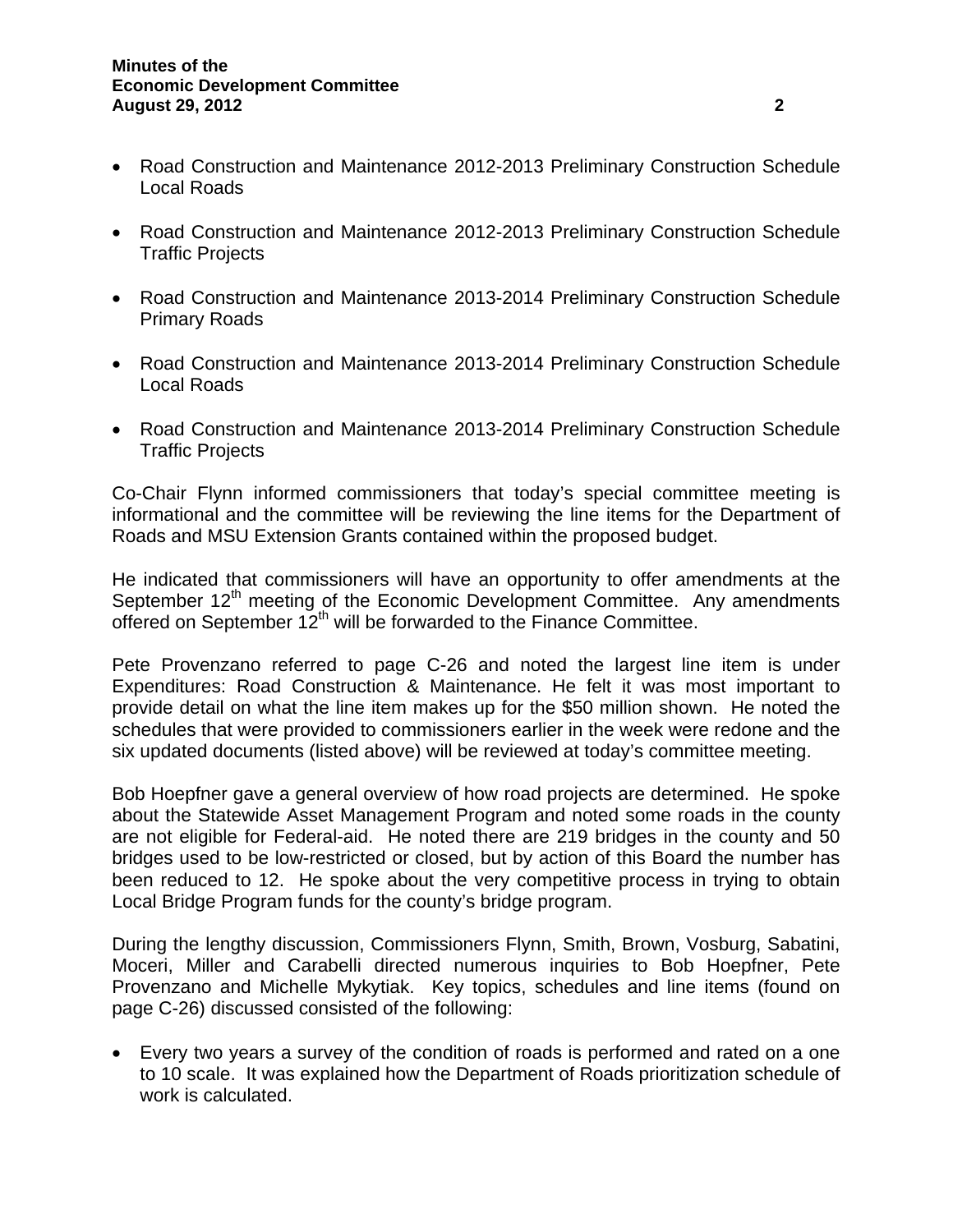- Road Construction and Maintenance 2012-2013 Preliminary Construction Schedule Local Roads

- Road Construction and Maintenance 2012-2013 Preliminary Construction Schedule Traffic Projects

- Road Construction and Maintenance 2013-2014 Preliminary Construction Schedule Primary Roads

- Road Construction and Maintenance 2013-2014 Preliminary Construction Schedule Local Roads

- Road Construction and Maintenance 2013-2014 Preliminary Construction Schedule Traffic Projects

Co-Chair Flynn informed commissioners that today's special committee meeting is informational and the committee will be reviewing the line items for the Department of Roads and MSU Extension Grants contained within the proposed budget.

He indicated that commissioners will have an opportunity to offer amendments at the September 12th meeting of the Economic Development Committee. Any amendments offered on September 12th will be forwarded to the Finance Committee.

Pete Provenzano referred to page C-26 and noted the largest line item is under Expenditures: Road Construction & Maintenance. He felt it was most important to provide detail on what the line item makes up for the $50 million shown. He noted the schedules that were provided to commissioners earlier in the week were redone and the six updated documents (listed above) will be reviewed at today's committee meeting.

Bob Hoepfner gave a general overview of how road projects are determined. He spoke about the Statewide Asset Management Program and noted some roads in the county are not eligible for Federal-aid. He noted there are 219 bridges in the county and 50 bridges used to be low-restricted or closed, but by action of this Board the number has been reduced to 12. He spoke about the very competitive process in trying to obtain Local Bridge Program funds for the county's bridge program.

During the lengthy discussion, Commissioners Flynn, Smith, Brown, Vosburg, Sabatini, Moceri, Miller and Carabelli directed numerous inquiries to Bob Hoepfner, Pete Provenzano and Michelle Mykytiak. Key topics, schedules and line items (found on page C-26) discussed consisted of the following:

- Every two years a survey of the condition of roads is performed and rated on a one to 10 scale. It was explained how the Department of Roads prioritization schedule of work is calculated.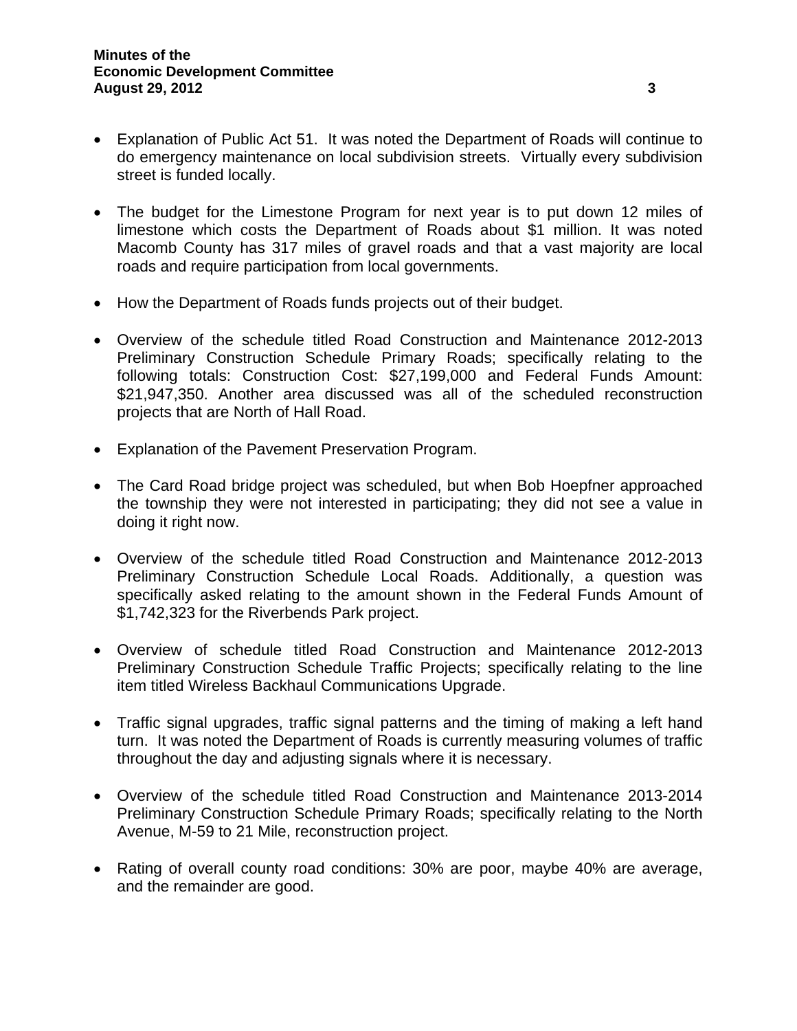- Explanation of Public Act 51. It was noted the Department of Roads will continue to do emergency maintenance on local subdivision streets. Virtually every subdivision street is funded locally.

- The budget for the Limestone Program for next year is to put down 12 miles of limestone which costs the Department of Roads about $1 million. It was noted Macomb County has 317 miles of gravel roads and that a vast majority are local roads and require participation from local governments.

- How the Department of Roads funds projects out of their budget.

- Overview of the schedule titled Road Construction and Maintenance 2012-2013 Preliminary Construction Schedule Primary Roads; specifically relating to the following totals: Construction Cost: $27,199,000 and Federal Funds Amount: $21,947,350. Another area discussed was all of the scheduled reconstruction projects that are North of Hall Road.

- Explanation of the Pavement Preservation Program.

- The Card Road bridge project was scheduled, but when Bob Hoepfner approached the township they were not interested in participating; they did not see a value in doing it right now.

- Overview of the schedule titled Road Construction and Maintenance 2012-2013 Preliminary Construction Schedule Local Roads. Additionally, a question was specifically asked relating to the amount shown in the Federal Funds Amount of $1,742,323 for the Riverbends Park project.

- Overview of schedule titled Road Construction and Maintenance 2012-2013 Preliminary Construction Schedule Traffic Projects; specifically relating to the line item titled Wireless Backhaul Communications Upgrade.

- Traffic signal upgrades, traffic signal patterns and the timing of making a left hand turn. It was noted the Department of Roads is currently measuring volumes of traffic throughout the day and adjusting signals where it is necessary.

- Overview of the schedule titled Road Construction and Maintenance 2013-2014 Preliminary Construction Schedule Primary Roads; specifically relating to the North Avenue, M-59 to 21 Mile, reconstruction project.

- Rating of overall county road conditions: 30% are poor, maybe 40% are average, and the remainder are good.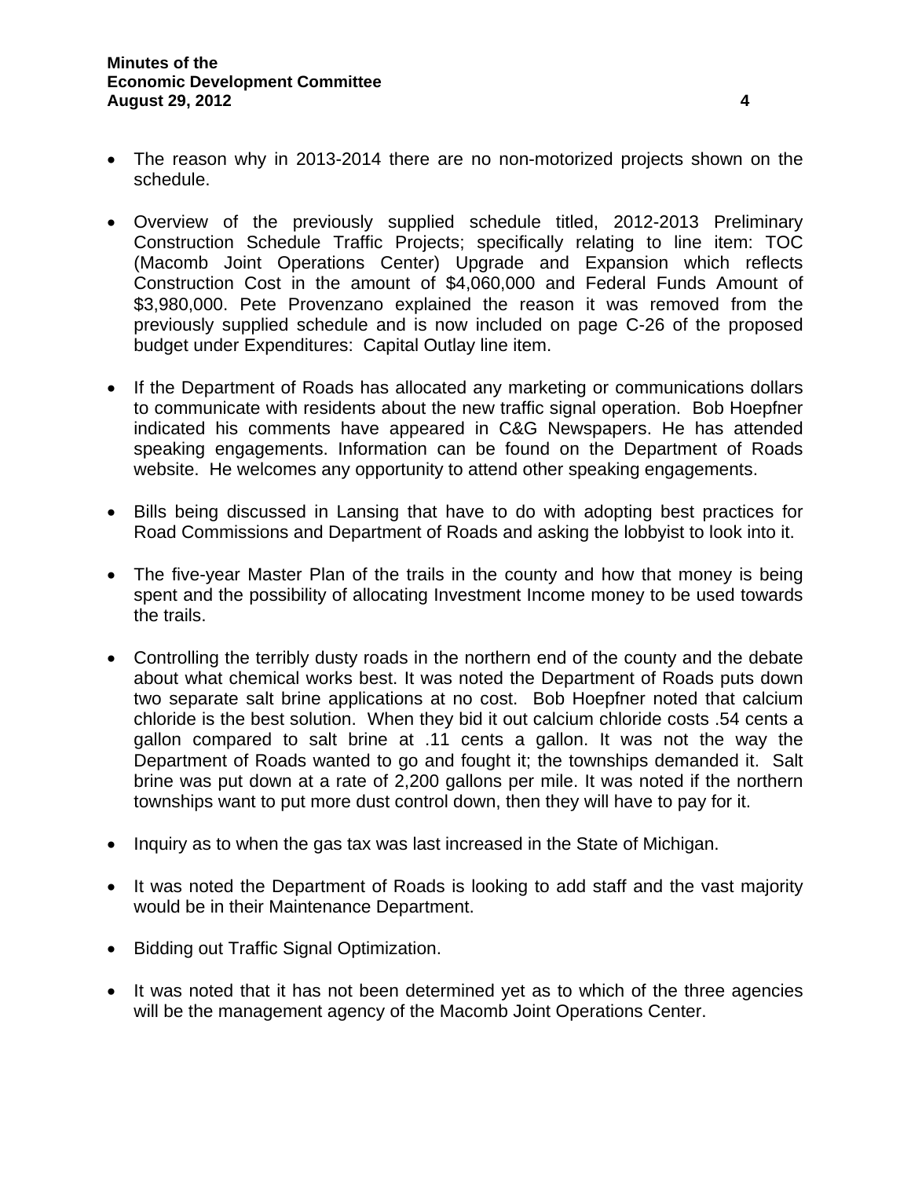- The reason why in 2013-2014 there are no non-motorized projects shown on the schedule.

- Overview of the previously supplied schedule titled, 2012-2013 Preliminary Construction Schedule Traffic Projects; specifically relating to line item: TOC (Macomb Joint Operations Center) Upgrade and Expansion which reflects Construction Cost in the amount of $4,060,000 and Federal Funds Amount of $3,980,000. Pete Provenzano explained the reason it was removed from the previously supplied schedule and is now included on page C-26 of the proposed budget under Expenditures: Capital Outlay line item.

- If the Department of Roads has allocated any marketing or communications dollars to communicate with residents about the new traffic signal operation. Bob Hoepfner indicated his comments have appeared in C&G Newspapers. He has attended speaking engagements. Information can be found on the Department of Roads website. He welcomes any opportunity to attend other speaking engagements.

- Bills being discussed in Lansing that have to do with adopting best practices for Road Commissions and Department of Roads and asking the lobbyist to look into it.

- The five-year Master Plan of the trails in the county and how that money is being spent and the possibility of allocating Investment Income money to be used towards the trails.

- Controlling the terribly dusty roads in the northern end of the county and the debate about what chemical works best. It was noted the Department of Roads puts down two separate salt brine applications at no cost. Bob Hoepfner noted that calcium chloride is the best solution. When they bid it out calcium chloride costs .54 cents a gallon compared to salt brine at .11 cents a gallon. It was not the way the Department of Roads wanted to go and fought it; the townships demanded it. Salt brine was put down at a rate of 2,200 gallons per mile. It was noted if the northern townships want to put more dust control down, then they will have to pay for it.

- Inquiry as to when the gas tax was last increased in the State of Michigan.

- It was noted the Department of Roads is looking to add staff and the vast majority would be in their Maintenance Department.

- Bidding out Traffic Signal Optimization.

- It was noted that it has not been determined yet as to which of the three agencies will be the management agency of the Macomb Joint Operations Center.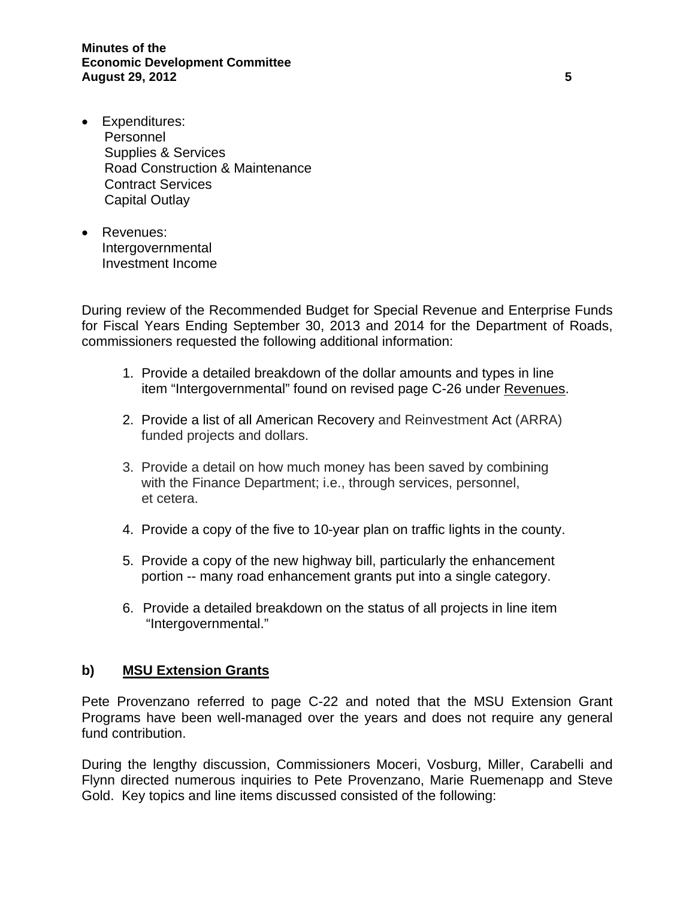- Expenditures:
  Personnel
  Supplies & Services
  Road Construction & Maintenance
  Contract Services
  Capital Outlay

- Revenues:
  Intergovernmental
  Investment Income

During review of the Recommended Budget for Special Revenue and Enterprise Funds for Fiscal Years Ending September 30, 2013 and 2014 for the Department of Roads, commissioners requested the following additional information:

1. Provide a detailed breakdown of the dollar amounts and types in line item "Intergovernmental" found on revised page C-26 under Revenues.

2. Provide a list of all American Recovery and Reinvestment Act (ARRA) funded projects and dollars.

3. Provide a detail on how much money has been saved by combining with the Finance Department; i.e., through services, personnel, et cetera.

4. Provide a copy of the five to 10-year plan on traffic lights in the county.

5. Provide a copy of the new highway bill, particularly the enhancement portion -- many road enhancement grants put into a single category.

6. Provide a detailed breakdown on the status of all projects in line item "Intergovernmental."

## b) MSU Extension Grants

Pete Provenzano referred to page C-22 and noted that the MSU Extension Grant Programs have been well-managed over the years and does not require any general fund contribution.

During the lengthy discussion, Commissioners Moceri, Vosburg, Miller, Carabelli and Flynn directed numerous inquiries to Pete Provenzano, Marie Ruemenapp and Steve Gold. Key topics and line items discussed consisted of the following: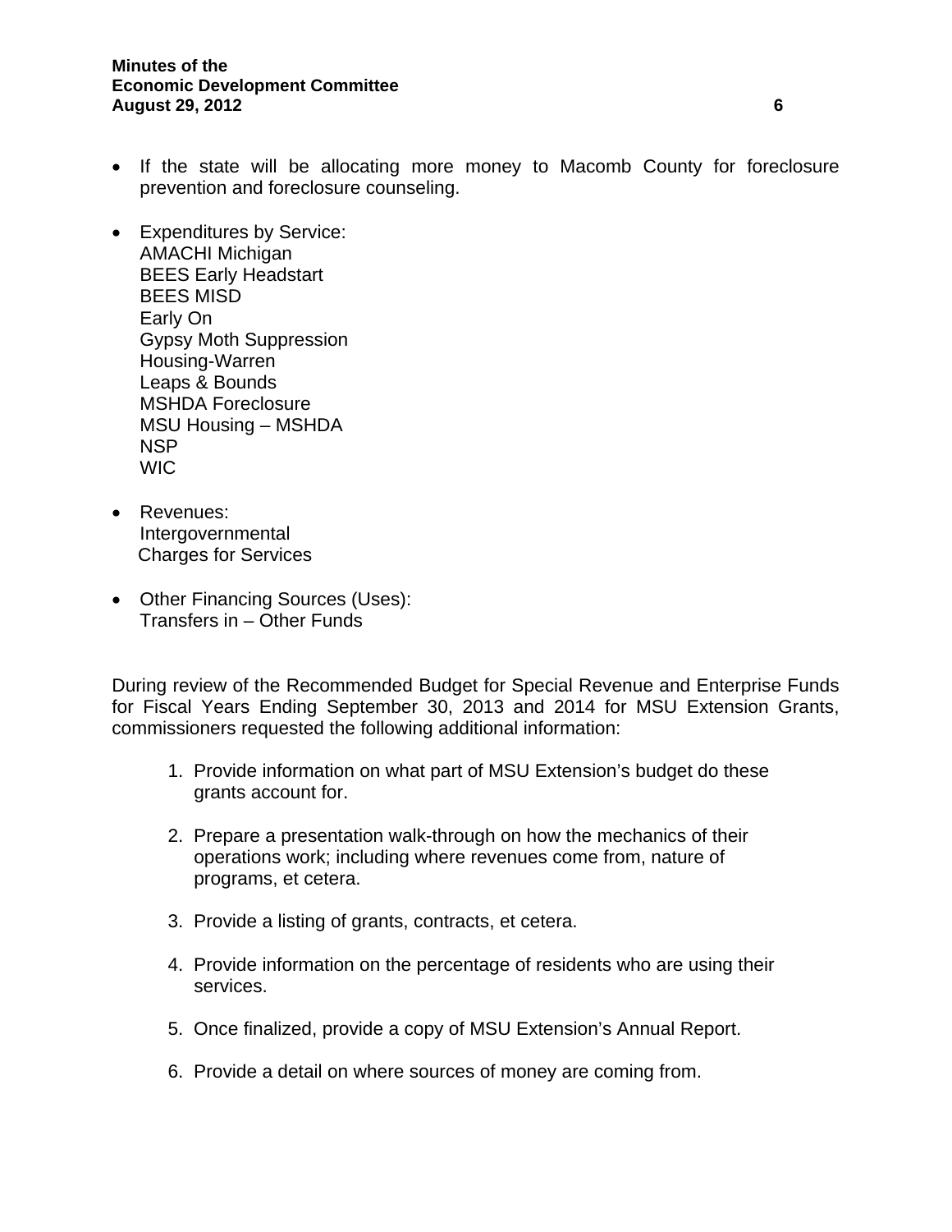- If the state will be allocating more money to Macomb County for foreclosure prevention and foreclosure counseling.

- Expenditures by Service:
  AMACHI Michigan
  BEES Early Headstart
  BEES MISD
  Early On
  Gypsy Moth Suppression
  Housing-Warren
  Leaps & Bounds
  MSHDA Foreclosure
  MSU Housing – MSHDA
  NSP
  WIC

- Revenues:
  Intergovernmental
  Charges for Services

- Other Financing Sources (Uses):
  Transfers in – Other Funds

During review of the Recommended Budget for Special Revenue and Enterprise Funds for Fiscal Years Ending September 30, 2013 and 2014 for MSU Extension Grants, commissioners requested the following additional information:

1. Provide information on what part of MSU Extension's budget do these grants account for.

2. Prepare a presentation walk-through on how the mechanics of their operations work; including where revenues come from, nature of programs, et cetera.

3. Provide a listing of grants, contracts, et cetera.

4. Provide information on the percentage of residents who are using their services.

5. Once finalized, provide a copy of MSU Extension's Annual Report.

6. Provide a detail on where sources of money are coming from.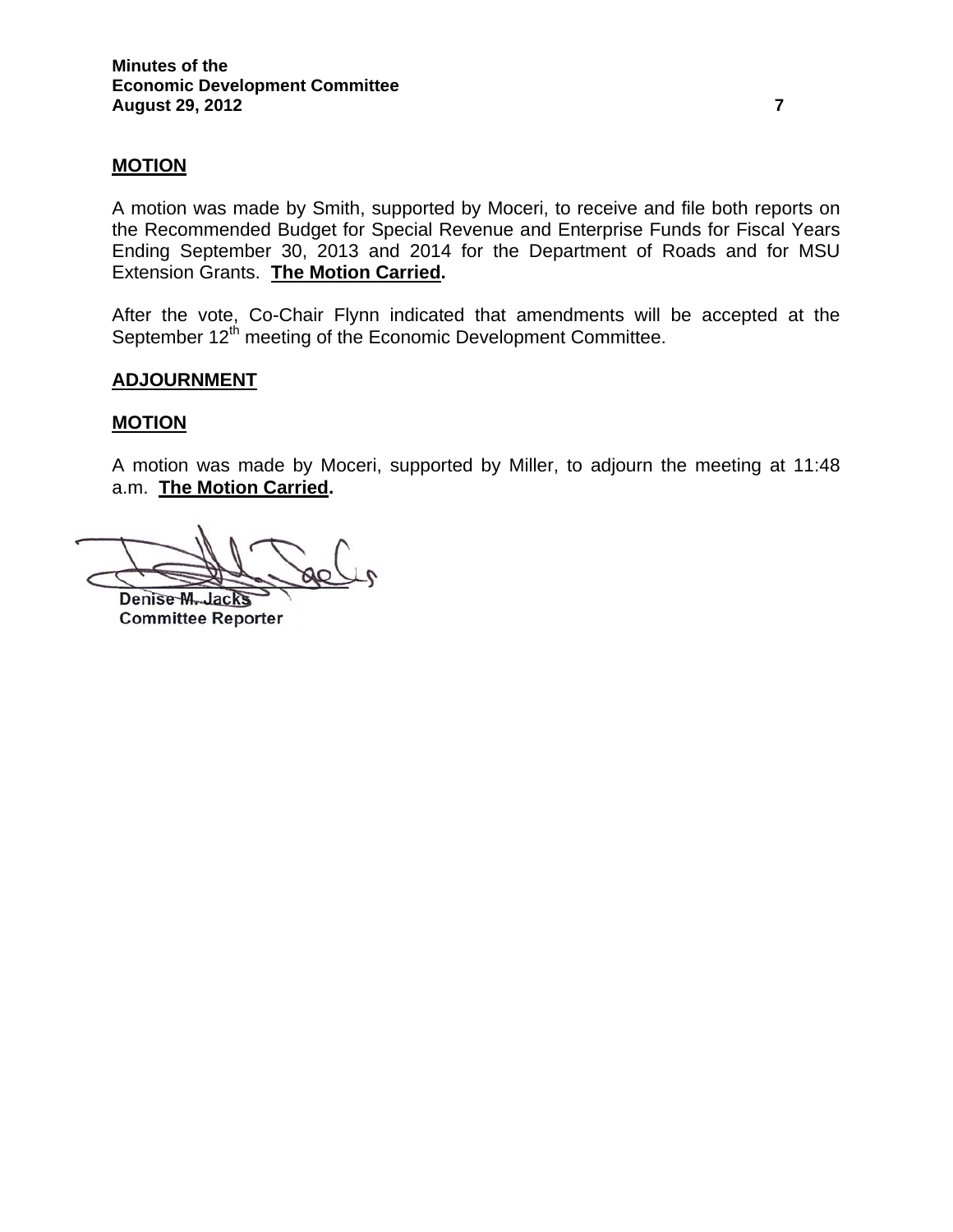**MOTION**

A motion was made by Smith, supported by Moceri, to receive and file both reports on the Recommended Budget for Special Revenue and Enterprise Funds for Fiscal Years Ending September 30, 2013 and 2014 for the Department of Roads and for MSU Extension Grants. **The Motion Carried.**

After the vote, Co-Chair Flynn indicated that amendments will be accepted at the September 12th meeting of the Economic Development Committee.

**ADJOURNMENT**

**MOTION**

A motion was made by Moceri, supported by Miller, to adjourn the meeting at 11:48 a.m. **The Motion Carried.**

Denise M. Jacks
Committee Reporter